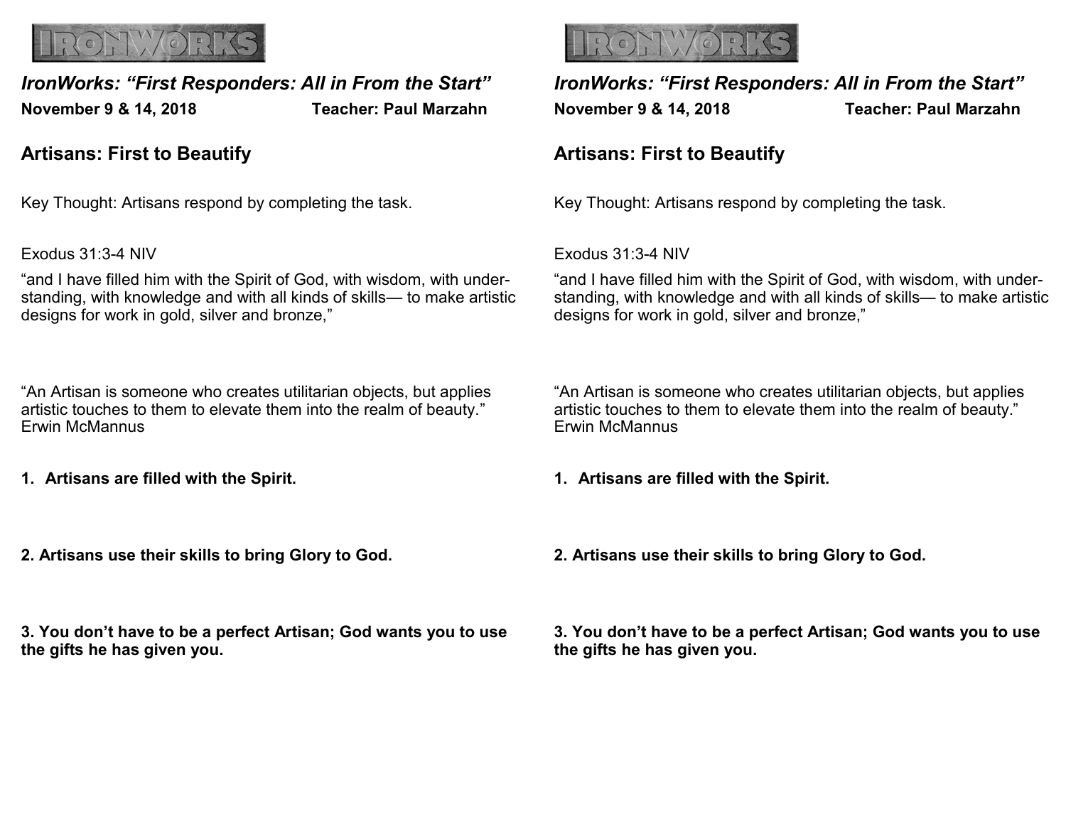IRONWORKS

*IronWorks: "First Responders: All in From the Start"*

**November 9 & 14, 2018** **Teacher: Paul Marzahn**

## Artisans: First to Beautify

Key Thought: Artisans respond by completing the task.

Exodus 31:3-4 NIV

"and I have filled him with the Spirit of God, with wisdom, with understanding, with knowledge and with all kinds of skills— to make artistic designs for work in gold, silver and bronze,"

"An Artisan is someone who creates utilitarian objects, but applies artistic touches to them to elevate them into the realm of beauty." Erwin McMannus

**1. Artisans are filled with the Spirit.**

**2. Artisans use their skills to bring Glory to God.**

**3. You don't have to be a perfect Artisan; God wants you to use the gifts he has given you.**

IRONWORKS

*IronWorks: "First Responders: All in From the Start"*

**November 9 & 14, 2018** **Teacher: Paul Marzahn**

## Artisans: First to Beautify

Key Thought: Artisans respond by completing the task.

Exodus 31:3-4 NIV

"and I have filled him with the Spirit of God, with wisdom, with understanding, with knowledge and with all kinds of skills— to make artistic designs for work in gold, silver and bronze,"

"An Artisan is someone who creates utilitarian objects, but applies artistic touches to them to elevate them into the realm of beauty." Erwin McMannus

**1. Artisans are filled with the Spirit.**

**2. Artisans use their skills to bring Glory to God.**

**3. You don't have to be a perfect Artisan; God wants you to use the gifts he has given you.**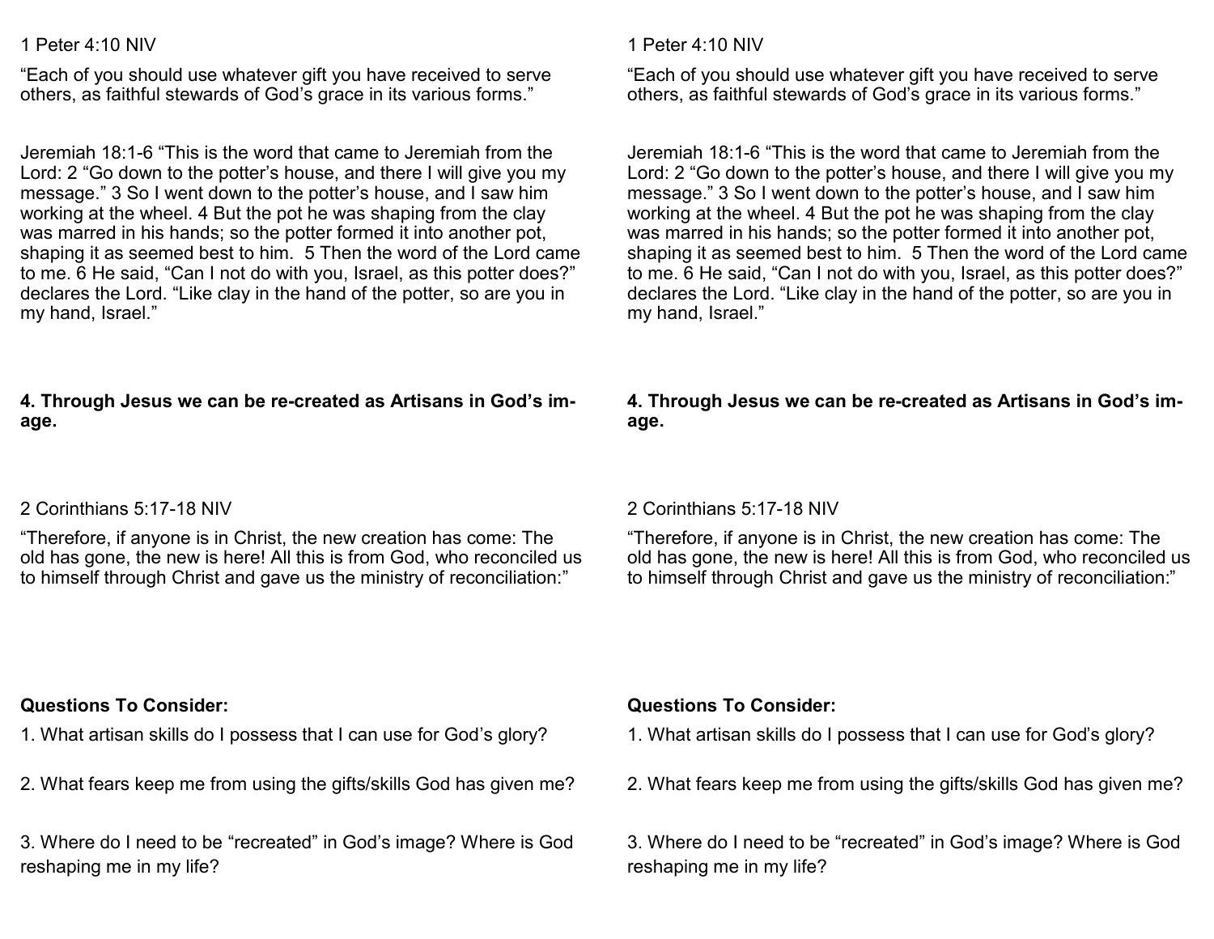1 Peter 4:10 NIV

“Each of you should use whatever gift you have received to serve others, as faithful stewards of God’s grace in its various forms.”

Jeremiah 18:1-6 “This is the word that came to Jeremiah from the Lord: 2 “Go down to the potter’s house, and there I will give you my message.” 3 So I went down to the potter’s house, and I saw him working at the wheel. 4 But the pot he was shaping from the clay was marred in his hands; so the potter formed it into another pot, shaping it as seemed best to him. 5 Then the word of the Lord came to me. 6 He said, “Can I not do with you, Israel, as this potter does?” declares the Lord. “Like clay in the hand of the potter, so are you in my hand, Israel.”

**4. Through Jesus we can be re-created as Artisans in God’s image.**

2 Corinthians 5:17-18 NIV

“Therefore, if anyone is in Christ, the new creation has come: The old has gone, the new is here! All this is from God, who reconciled us to himself through Christ and gave us the ministry of reconciliation:”

**Questions To Consider:**

1. What artisan skills do I possess that I can use for God’s glory?

2. What fears keep me from using the gifts/skills God has given me?

3. Where do I need to be “recreated” in God’s image? Where is God reshaping me in my life?

1 Peter 4:10 NIV

“Each of you should use whatever gift you have received to serve others, as faithful stewards of God’s grace in its various forms.”

Jeremiah 18:1-6 “This is the word that came to Jeremiah from the Lord: 2 “Go down to the potter’s house, and there I will give you my message.” 3 So I went down to the potter’s house, and I saw him working at the wheel. 4 But the pot he was shaping from the clay was marred in his hands; so the potter formed it into another pot, shaping it as seemed best to him. 5 Then the word of the Lord came to me. 6 He said, “Can I not do with you, Israel, as this potter does?” declares the Lord. “Like clay in the hand of the potter, so are you in my hand, Israel.”

**4. Through Jesus we can be re-created as Artisans in God’s image.**

2 Corinthians 5:17-18 NIV

“Therefore, if anyone is in Christ, the new creation has come: The old has gone, the new is here! All this is from God, who reconciled us to himself through Christ and gave us the ministry of reconciliation:”

**Questions To Consider:**

1. What artisan skills do I possess that I can use for God’s glory?

2. What fears keep me from using the gifts/skills God has given me?

3. Where do I need to be “recreated” in God’s image? Where is God reshaping me in my life?